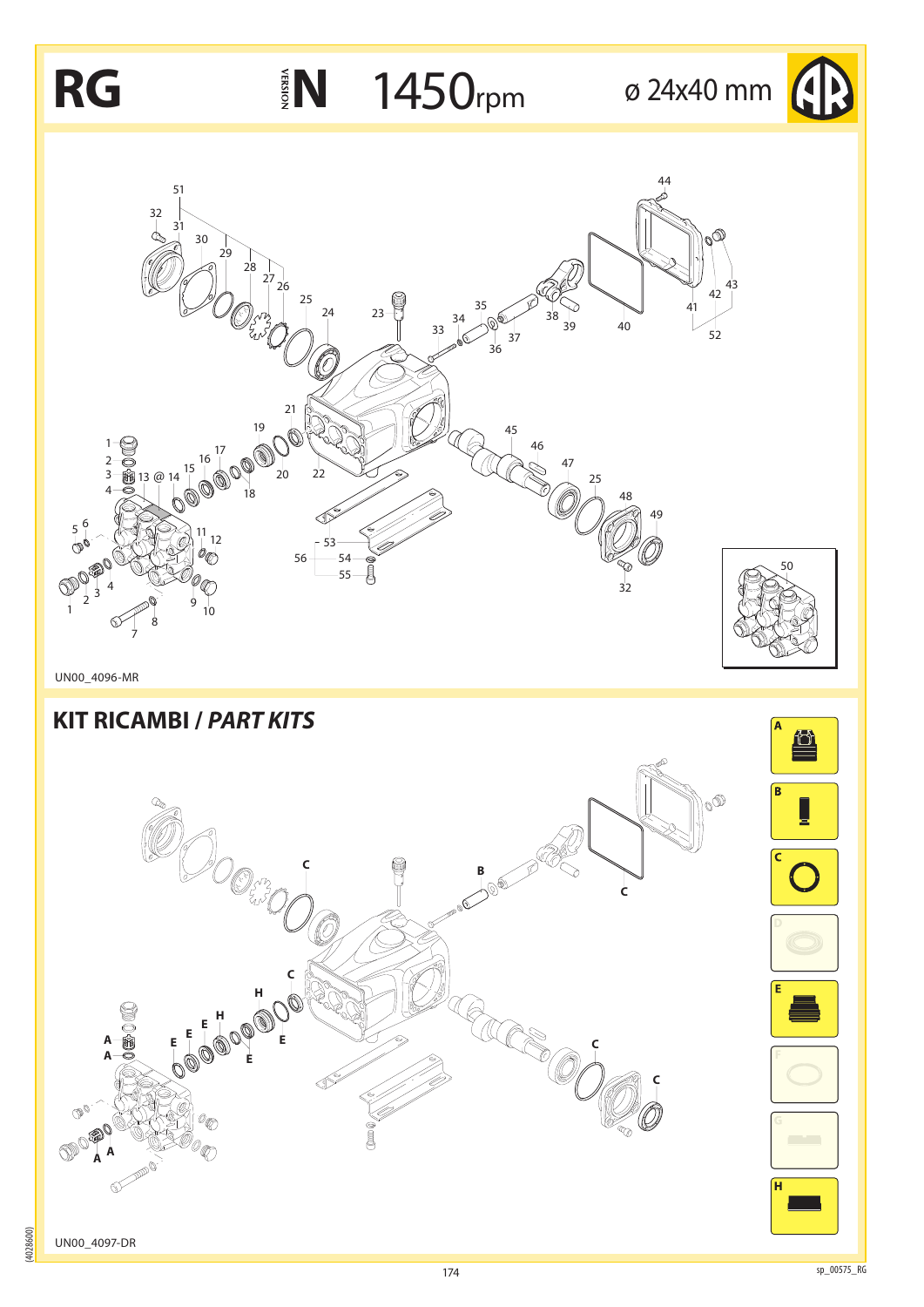# RG

VERSION **N** 1450rpm ø 24x40 mm

UN00_4096-MR

## KIT RICAMBI / *PART KITS*

UN00_4097-DR

(40286001)

sp_00575_RG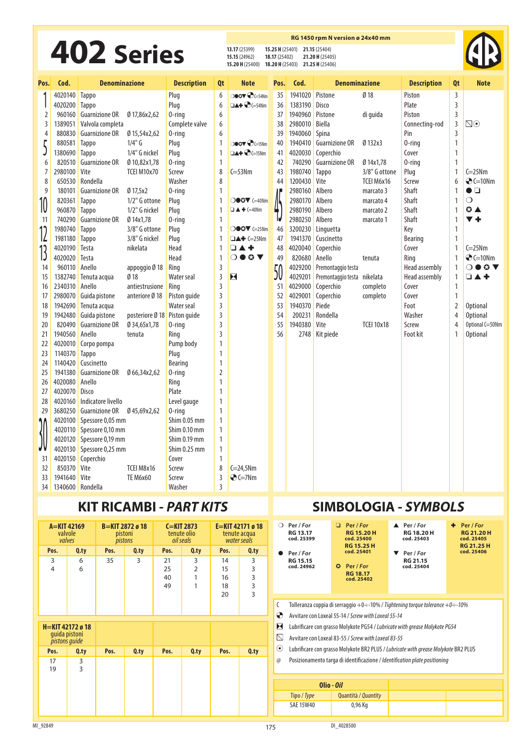# 402 Series

**RG 1450 rpm N version ø 24x40 mm**

13.17 (25399) 15.25 H (25401) 21.15 (25404)
15.15 (24962) 18.17 (25402) 21.20 H (25405)
15.20 H (25400) 18.20 H (25403) 21.25 H (25406)

| Pos. | Cod. | Denominazione | | Description | Qt | Note |
|---|---|---|---|---|---|---|
| 1 | 4020140 | Tappo | | Plug | 6 | ❍●✪▼ ◕C=54Nm |
| 1 | 4020200 | Tappo | | Plug | 6 | ❑▲✚ ◕C=54Nm |
| 2 | 960160 | Guarnizione OR | Ø 17,86x2,62 | O-ring | 6 | |
| 3 | 1389051 | Valvola completa | | Complete valve | 6 | |
| 4 | 880830 | Guarnizione OR | Ø 15,54x2,62 | O-ring | 6 | |
| 5 | 880581 | Tappo | 1/4" G | Plug | 1 | ❍●✪▼ ◕C=15Nm |
| 5 | 1380690 | Tappo | 1/4" G nickel | Plug | 1 | ❑▲✚ ◕C=15Nm |
| 6 | 820510 | Guarnizione OR | Ø 10,82x1,78 | O-ring | 1 | |
| 7 | 2980100 | Vite | TCEI M10x70 | Screw | 8 | C=53Nm |
| 8 | 650530 | Rondella | | Washer | 8 | |
| 9 | 180101 | Guarnizione OR | Ø 17,5x2 | O-ring | 1 | |
| 10 | 820361 | Tappo | 1/2" G ottone | Plug | 1 | ❍●✪▼ C=40Nm |
| 10 | 960870 | Tappo | 1/2" G nickel | Plug | 1 | ❑▲✚ C=40Nm |
| 11 | 740290 | Guarnizione OR | Ø 14x1,78 | O-ring | 1 | |
| 12 | 1980740 | Tappo | 3/8" G ottone | Plug | 1 | ❍●✪▼ C=25Nm |
| 12 | 1981180 | Tappo | 3/8" G nickel | Plug | 1 | ❑▲✚ C=25Nm |
| 13 | 4020190 | Testa | nikelata | Head | 1 | ❑▲✚ |
| 13 | 4020020 | Testa | | Head | 1 | ❍●✪▼ |
| 14 | 960110 | Anello | appoggio Ø 18 | Ring | 3 | |
| 15 | 1382740 | Tenuta acqua | Ø 18 | Water seal | 3 | ⧓ |
| 16 | 2340310 | Anello | antiestrusione | Ring | 3 | |
| 17 | 2980070 | Guida pistone | anteriore Ø 18 | Piston guide | 3 | |
| 18 | 1942690 | Tenuta acqua | | Water seal | 3 | |
| 19 | 1942480 | Guida pistone | posteriore Ø 18 | Piston guide | 3 | |
| 20 | 820490 | Guarnizione OR | Ø 34,65x1,78 | O-ring | 3 | |
| 21 | 1940560 | Anello | tenuta | Ring | 3 | |
| 22 | 4020010 | Corpo pompa | | Pump body | 1 | |
| 23 | 1140370 | Tappo | | Plug | 1 | |
| 24 | 1140420 | Cuscinetto | | Bearing | 1 | |
| 25 | 1941380 | Guarnizione OR | Ø 66,34x2,62 | O-ring | 2 | |
| 26 | 4020080 | Anello | | Ring | 1 | |
| 27 | 4020070 | Disco | | Plate | 1 | |
| 28 | 4020160 | Indicatore livello | | Level gauge | 1 | |
| 29 | 3680250 | Guarnizione OR | Ø 45,69x2,62 | O-ring | 1 | |
| 30 | 4020100 | Spessore 0,05 mm | | Shim 0.05 mm | 1 | |
| 30 | 4020110 | Spessore 0,10 mm | | Shim 0.10 mm | 1 | |
| 30 | 4020120 | Spessore 0,19 mm | | Shim 0.19 mm | 1 | |
| 30 | 4020130 | Spessore 0,25 mm | | Shim 0.25 mm | 1 | |
| 31 | 4020150 | Coperchio | | Cover | 1 | |
| 32 | 850370 | Vite | TCEI M8x16 | Screw | 8 | C=24,5Nm |
| 33 | 1941640 | Vite | TE M6x60 | Screw | 3 | ◕C=7Nm |
| 34 | 1340600 | Rondella | | Washer | 3 | |
| 35 | 1941020 | Pistone | Ø 18 | Piston | 3 | |
| 36 | 1383190 | Disco | | Plate | 3 | |
| 37 | 1940960 | Pistone | di guida | Piston | 3 | |
| 38 | 2980010 | Biella | | Connecting-rod | 3 | ⧄⦿ |
| 39 | 1940060 | Spina | | Pin | 3 | |
| 40 | 1940410 | Guarnizione OR | Ø 132x3 | O-ring | 1 | |
| 41 | 4020030 | Coperchio | | Cover | 1 | |
| 42 | 740290 | Guarnizione OR | Ø 14x1,78 | O-ring | 1 | |
| 43 | 1980740 | Tappo | 3/8" G ottone | Plug | 1 | C=25Nm |
| 44 | 1200430 | Vite | TCEI M6x16 | Screw | 6 | ◕C=10Nm |
| 45 | 2980160 | Albero | marcato 3 | Shaft | 1 | ● ❑ |
| 45 | 2980170 | Albero | marcato 4 | Shaft | 1 | ❍ |
| 45 | 2980190 | Albero | marcato 2 | Shaft | 1 | ✪ ▲ |
| 45 | 2980250 | Albero | marcato 1 | Shaft | 1 | ▼ ✚ |
| 46 | 3200230 | Linguetta | | Key | 1 | |
| 47 | 1941370 | Cuscinetto | | Bearing | 1 | |
| 48 | 4020040 | Coperchio | | Cover | 1 | C=25Nm |
| 49 | 820680 | Anello | tenuta | Ring | 1 | ◕C=10Nm |
| 50 | 4029200 | Premontaggio testa | | Head assembly | 1 | ❍ ● ✪ ▼ |
| 50 | 4029201 | Premontaggio testa | nikelata | Head assembly | 1 | ❑ ▲ ✚ |
| 51 | 4029000 | Coperchio | completo | Cover | 1 | |
| 52 | 4029001 | Coperchio | completo | Cover | 1 | |
| 53 | 1940370 | Piede | | Foot | 2 | Optional |
| 54 | 200231 | Rondella | | Washer | 4 | Optional |
| 55 | 1940380 | Vite | TCEI 10x18 | Screw | 4 | Optional C=50Nm |
| 56 | 2748 | Kit piede | | Foot kit | 1 | Optional |

## KIT RICAMBI - *PART KITS*

| A=KIT 42169 valvole *valves* | | B=KIT 2872 ø 18 pistoni *pistons* | | C=KIT 2873 tenute olio *oil seals* | | E=KIT 42171 ø 18 tenute acqua *water seals* | |
|---|---|---|---|---|---|---|---|
| Pos. | Q.ty | Pos. | Q.ty | Pos. | Q.ty | Pos. | Q.ty |
| 3 | 6 | 35 | 3 | 21 | 3 | 14 | 3 |
| 4 | 6 | | | 25 | 2 | 15 | 3 |
| | | | | 40 | 1 | 16 | 3 |
| | | | | 49 | 1 | 18 | 3 |
| | | | | | | 20 | 3 |

| H=KIT 42172 ø 18 guida pistoni *pistons guide* | | | | | | | |
|---|---|---|---|---|---|---|---|
| Pos. | Q.ty | Pos. | Q.ty | Pos. | Q.ty | Pos. | Q.ty |
| 17 | 3 | | | | | | |
| 19 | 3 | | | | | | |

## SIMBOLOGIA - *SYMBOLS*

- ❍ Per / *For* RG 13.17 cod. 25399
- ● Per / *For* RG 15.15 cod. 24962
- ❑ Per / *For* RG 15.20 H cod. 25400, RG 15.25 H cod. 25401
- ✪ Per / *For* RG 18.17 cod. 25402
- ▲ Per / *For* RG 18.20 H cod. 25403
- ▼ Per / *For* RG 21.15 cod. 25404
- ✚ Per / *For* RG 21.20 H cod. 25405, RG 21.25 H cod. 25406

- C Tolleranza coppia di serraggio +0÷-10% / *Tightening torque tolerance +0÷-10%*
- ◕ Avvitare con Loxeal 55-14 / *Screw with Loxeal 55-14*
- ⧓ Lubrificare con grasso Molykote PG54 / *Lubricate with grease Molykote PG54*
- ⧄ Avvitare con Loxeal 83-55 / *Screw with Loxeal 83-55*
- ⦿ Lubrificare con grasso Molykote BR2 PLUS / *Lubricate with grease Molykote BR2 PLUS*
- @ Posizionamento targa di identificazione / *Identification plate positioning*

| Olio - *Oil* | |
|---|---|
| Tipo / *Type* | Quantità / *Quantity* |
| SAE 15W40 | 0,96 Kg |

MI_92849 DI_4028500